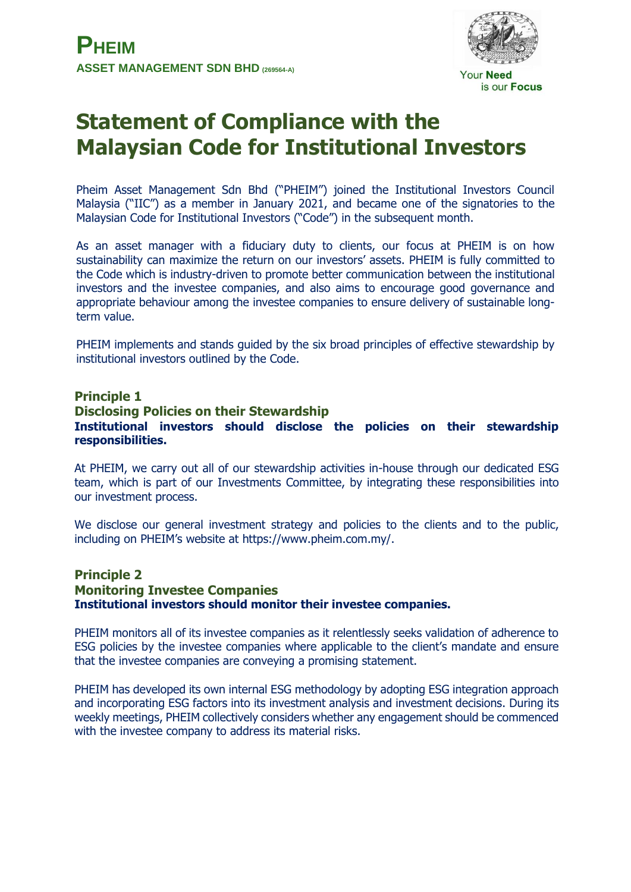**PHEIM**
**ASSET MANAGEMENT SDN BHD** (269564-A)

Your **Need** is our **Focus**

# Statement of Compliance with the Malaysian Code for Institutional Investors

Pheim Asset Management Sdn Bhd ("PHEIM") joined the Institutional Investors Council Malaysia ("IIC") as a member in January 2021, and became one of the signatories to the Malaysian Code for Institutional Investors ("Code") in the subsequent month.

As an asset manager with a fiduciary duty to clients, our focus at PHEIM is on how sustainability can maximize the return on our investors' assets. PHEIM is fully committed to the Code which is industry-driven to promote better communication between the institutional investors and the investee companies, and also aims to encourage good governance and appropriate behaviour among the investee companies to ensure delivery of sustainable long-term value.

PHEIM implements and stands guided by the six broad principles of effective stewardship by institutional investors outlined by the Code.

## Principle 1
## Disclosing Policies on their Stewardship
**Institutional investors should disclose the policies on their stewardship responsibilities.**

At PHEIM, we carry out all of our stewardship activities in-house through our dedicated ESG team, which is part of our Investments Committee, by integrating these responsibilities into our investment process.

We disclose our general investment strategy and policies to the clients and to the public, including on PHEIM's website at https://www.pheim.com.my/.

## Principle 2
## Monitoring Investee Companies
**Institutional investors should monitor their investee companies.**

PHEIM monitors all of its investee companies as it relentlessly seeks validation of adherence to ESG policies by the investee companies where applicable to the client's mandate and ensure that the investee companies are conveying a promising statement.

PHEIM has developed its own internal ESG methodology by adopting ESG integration approach and incorporating ESG factors into its investment analysis and investment decisions. During its weekly meetings, PHEIM collectively considers whether any engagement should be commenced with the investee company to address its material risks.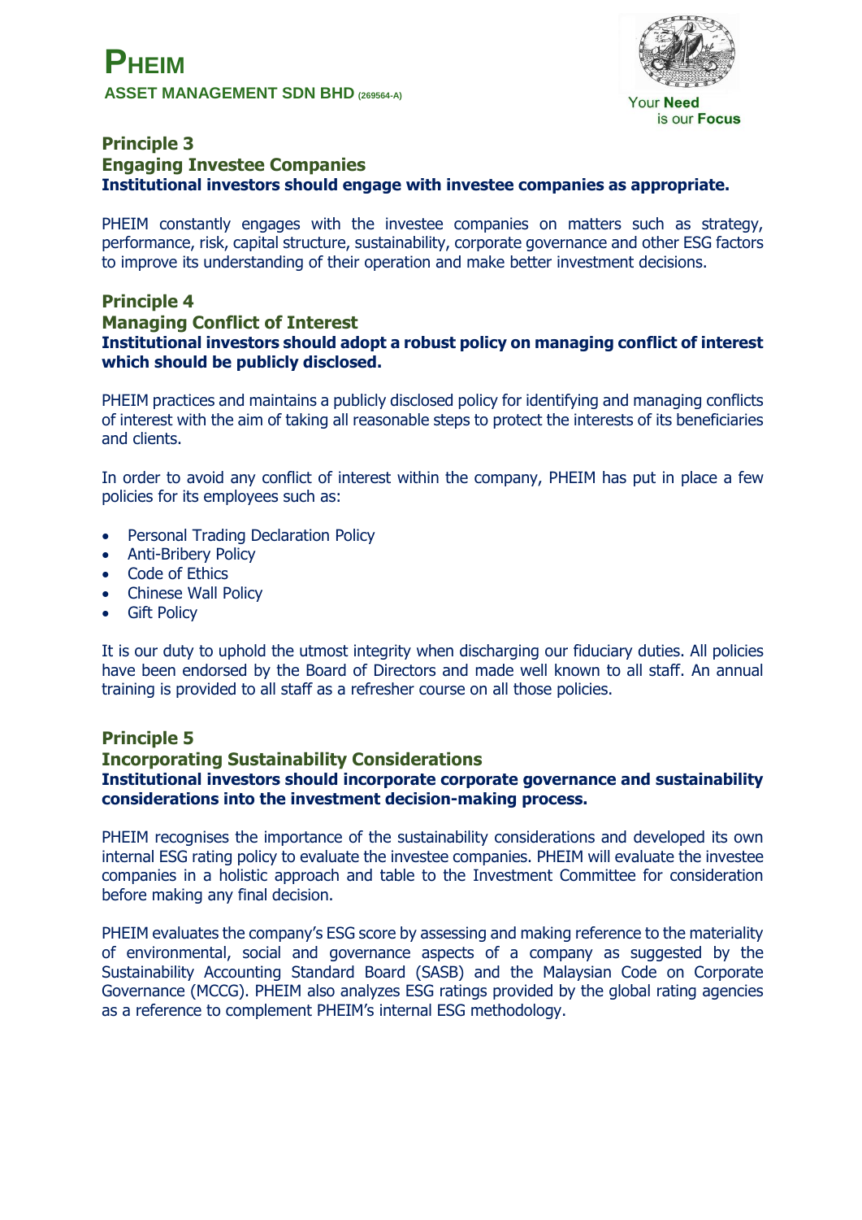## Principle 3
## Engaging Investee Companies
**Institutional investors should engage with investee companies as appropriate.**

PHEIM constantly engages with the investee companies on matters such as strategy, performance, risk, capital structure, sustainability, corporate governance and other ESG factors to improve its understanding of their operation and make better investment decisions.

## Principle 4
## Managing Conflict of Interest
**Institutional investors should adopt a robust policy on managing conflict of interest which should be publicly disclosed.**

PHEIM practices and maintains a publicly disclosed policy for identifying and managing conflicts of interest with the aim of taking all reasonable steps to protect the interests of its beneficiaries and clients.

In order to avoid any conflict of interest within the company, PHEIM has put in place a few policies for its employees such as:

- Personal Trading Declaration Policy
- Anti-Bribery Policy
- Code of Ethics
- Chinese Wall Policy
- Gift Policy

It is our duty to uphold the utmost integrity when discharging our fiduciary duties. All policies have been endorsed by the Board of Directors and made well known to all staff. An annual training is provided to all staff as a refresher course on all those policies.

## Principle 5
## Incorporating Sustainability Considerations
**Institutional investors should incorporate corporate governance and sustainability considerations into the investment decision-making process.**

PHEIM recognises the importance of the sustainability considerations and developed its own internal ESG rating policy to evaluate the investee companies. PHEIM will evaluate the investee companies in a holistic approach and table to the Investment Committee for consideration before making any final decision.

PHEIM evaluates the company's ESG score by assessing and making reference to the materiality of environmental, social and governance aspects of a company as suggested by the Sustainability Accounting Standard Board (SASB) and the Malaysian Code on Corporate Governance (MCCG). PHEIM also analyzes ESG ratings provided by the global rating agencies as a reference to complement PHEIM's internal ESG methodology.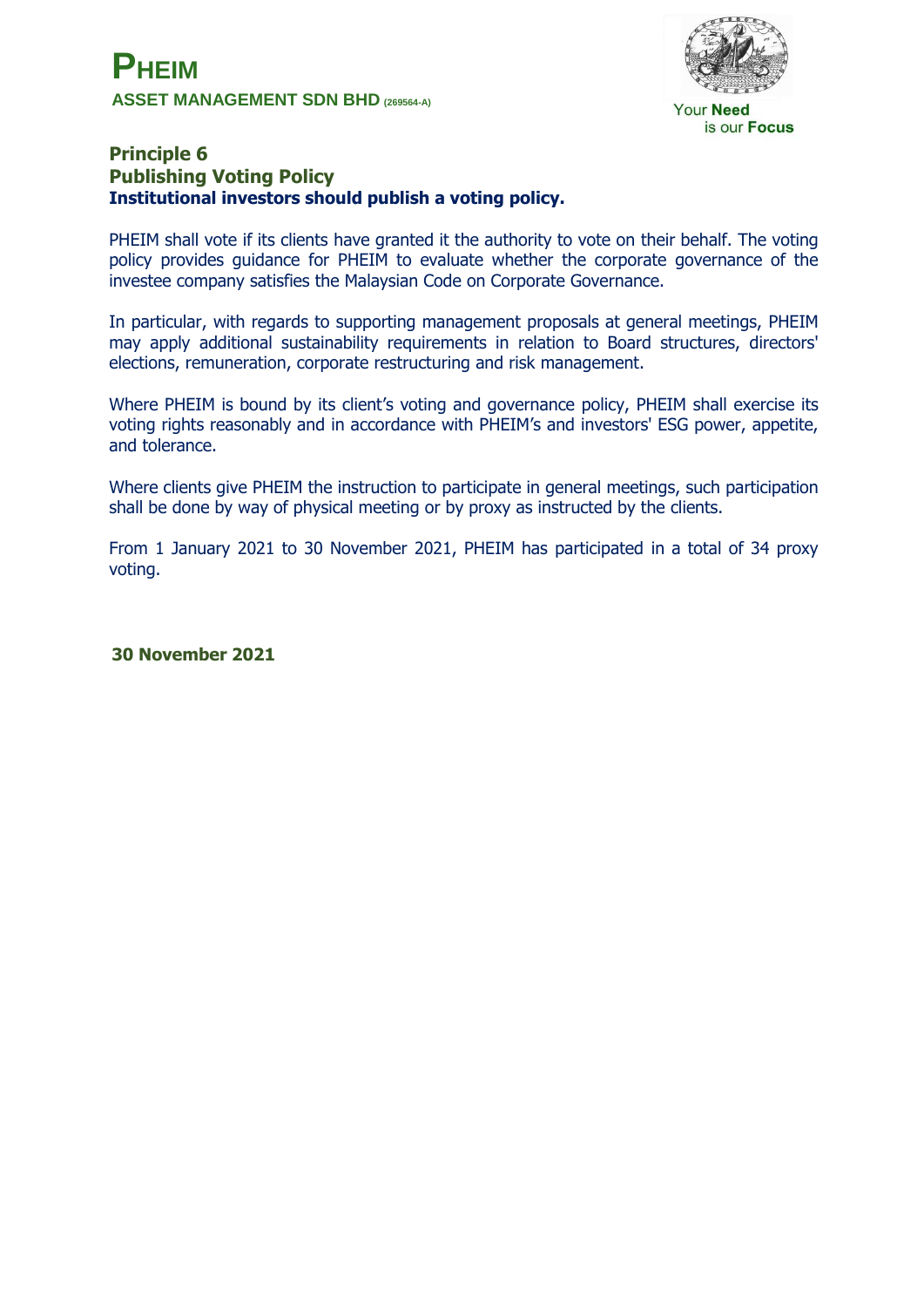**Principle 6**
**Publishing Voting Policy**
**Institutional investors should publish a voting policy.**

PHEIM shall vote if its clients have granted it the authority to vote on their behalf. The voting policy provides guidance for PHEIM to evaluate whether the corporate governance of the investee company satisfies the Malaysian Code on Corporate Governance.

In particular, with regards to supporting management proposals at general meetings, PHEIM may apply additional sustainability requirements in relation to Board structures, directors' elections, remuneration, corporate restructuring and risk management.

Where PHEIM is bound by its client's voting and governance policy, PHEIM shall exercise its voting rights reasonably and in accordance with PHEIM's and investors' ESG power, appetite, and tolerance.

Where clients give PHEIM the instruction to participate in general meetings, such participation shall be done by way of physical meeting or by proxy as instructed by the clients.

From 1 January 2021 to 30 November 2021, PHEIM has participated in a total of 34 proxy voting.

**30 November 2021**